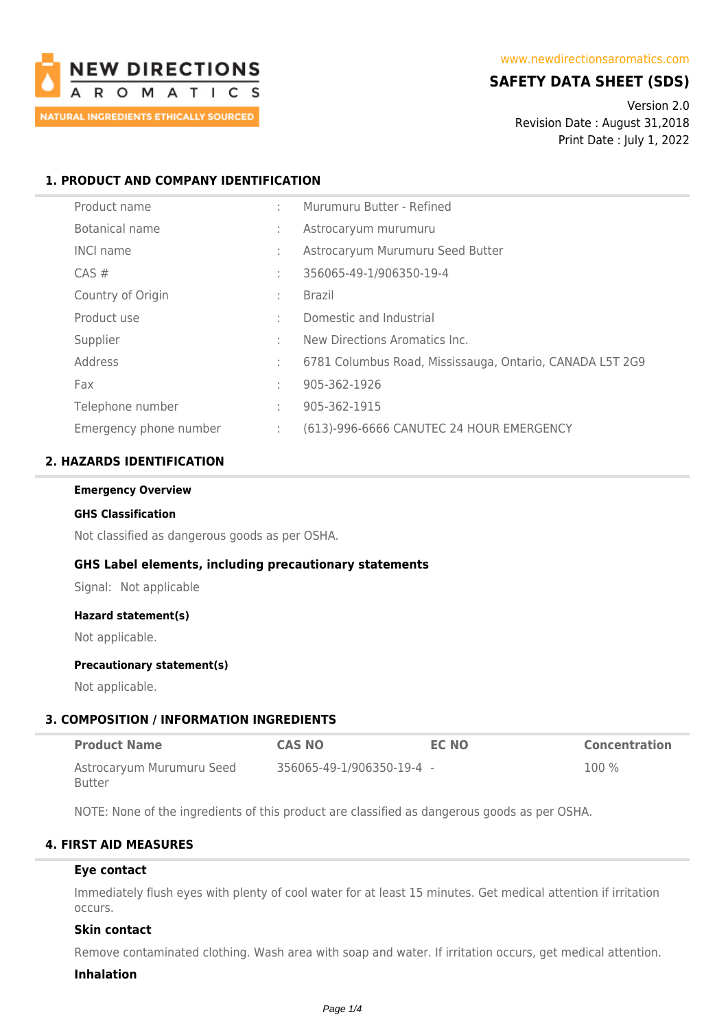NEW DIRECTIONS AROMATICS
NATURAL INGREDIENTS ETHICALLY SOURCED

www.newdirectionsaromatics.com

# SAFETY DATA SHEET (SDS)

Version 2.0
Revision Date : August 31,2018
Print Date : July 1, 2022

## 1. PRODUCT AND COMPANY IDENTIFICATION

| | | |
|---|---|---|
| Product name | : | Murumuru Butter - Refined |
| Botanical name | : | Astrocaryum murumuru |
| INCI name | : | Astrocaryum Murumuru Seed Butter |
| CAS # | : | 356065-49-1/906350-19-4 |
| Country of Origin | : | Brazil |
| Product use | : | Domestic and Industrial |
| Supplier | : | New Directions Aromatics Inc. |
| Address | : | 6781 Columbus Road, Mississauga, Ontario, CANADA L5T 2G9 |
| Fax | : | 905-362-1926 |
| Telephone number | : | 905-362-1915 |
| Emergency phone number | : | (613)-996-6666 CANUTEC 24 HOUR EMERGENCY |

## 2. HAZARDS IDENTIFICATION

**Emergency Overview**

**GHS Classification**

Not classified as dangerous goods as per OSHA.

### GHS Label elements, including precautionary statements

Signal: Not applicable

**Hazard statement(s)**

Not applicable.

**Precautionary statement(s)**

Not applicable.

## 3. COMPOSITION / INFORMATION INGREDIENTS

| Product Name | CAS NO | EC NO | Concentration |
|---|---|---|---|
| Astrocaryum Murumuru Seed Butter | 356065-49-1/906350-19-4 | - | 100 % |

NOTE: None of the ingredients of this product are classified as dangerous goods as per OSHA.

## 4. FIRST AID MEASURES

**Eye contact**

Immediately flush eyes with plenty of cool water for at least 15 minutes. Get medical attention if irritation occurs.

**Skin contact**

Remove contaminated clothing. Wash area with soap and water. If irritation occurs, get medical attention.

**Inhalation**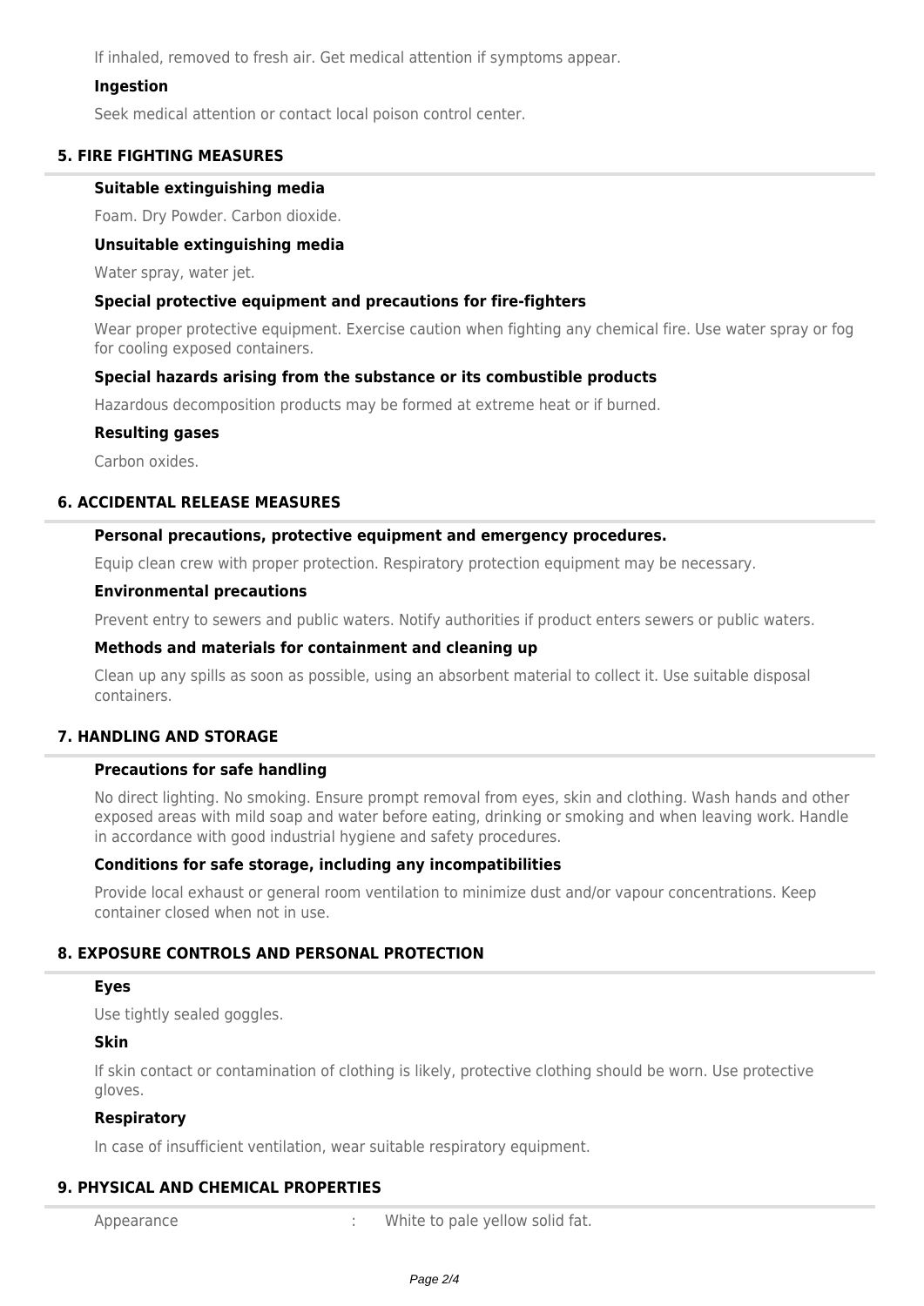If inhaled, removed to fresh air. Get medical attention if symptoms appear.

### Ingestion

Seek medical attention or contact local poison control center.

## 5. FIRE FIGHTING MEASURES

### Suitable extinguishing media

Foam. Dry Powder. Carbon dioxide.

### Unsuitable extinguishing media

Water spray, water jet.

### Special protective equipment and precautions for fire-fighters

Wear proper protective equipment. Exercise caution when fighting any chemical fire. Use water spray or fog for cooling exposed containers.

### Special hazards arising from the substance or its combustible products

Hazardous decomposition products may be formed at extreme heat or if burned.

### Resulting gases

Carbon oxides.

## 6. ACCIDENTAL RELEASE MEASURES

### Personal precautions, protective equipment and emergency procedures.

Equip clean crew with proper protection. Respiratory protection equipment may be necessary.

### Environmental precautions

Prevent entry to sewers and public waters. Notify authorities if product enters sewers or public waters.

### Methods and materials for containment and cleaning up

Clean up any spills as soon as possible, using an absorbent material to collect it. Use suitable disposal containers.

## 7. HANDLING AND STORAGE

### Precautions for safe handling

No direct lighting. No smoking. Ensure prompt removal from eyes, skin and clothing. Wash hands and other exposed areas with mild soap and water before eating, drinking or smoking and when leaving work. Handle in accordance with good industrial hygiene and safety procedures.

### Conditions for safe storage, including any incompatibilities

Provide local exhaust or general room ventilation to minimize dust and/or vapour concentrations. Keep container closed when not in use.

## 8. EXPOSURE CONTROLS AND PERSONAL PROTECTION

### Eyes

Use tightly sealed goggles.

### Skin

If skin contact or contamination of clothing is likely, protective clothing should be worn. Use protective gloves.

### Respiratory

In case of insufficient ventilation, wear suitable respiratory equipment.

## 9. PHYSICAL AND CHEMICAL PROPERTIES

| | | |
|---|---|---|
| Appearance | : | White to pale yellow solid fat. |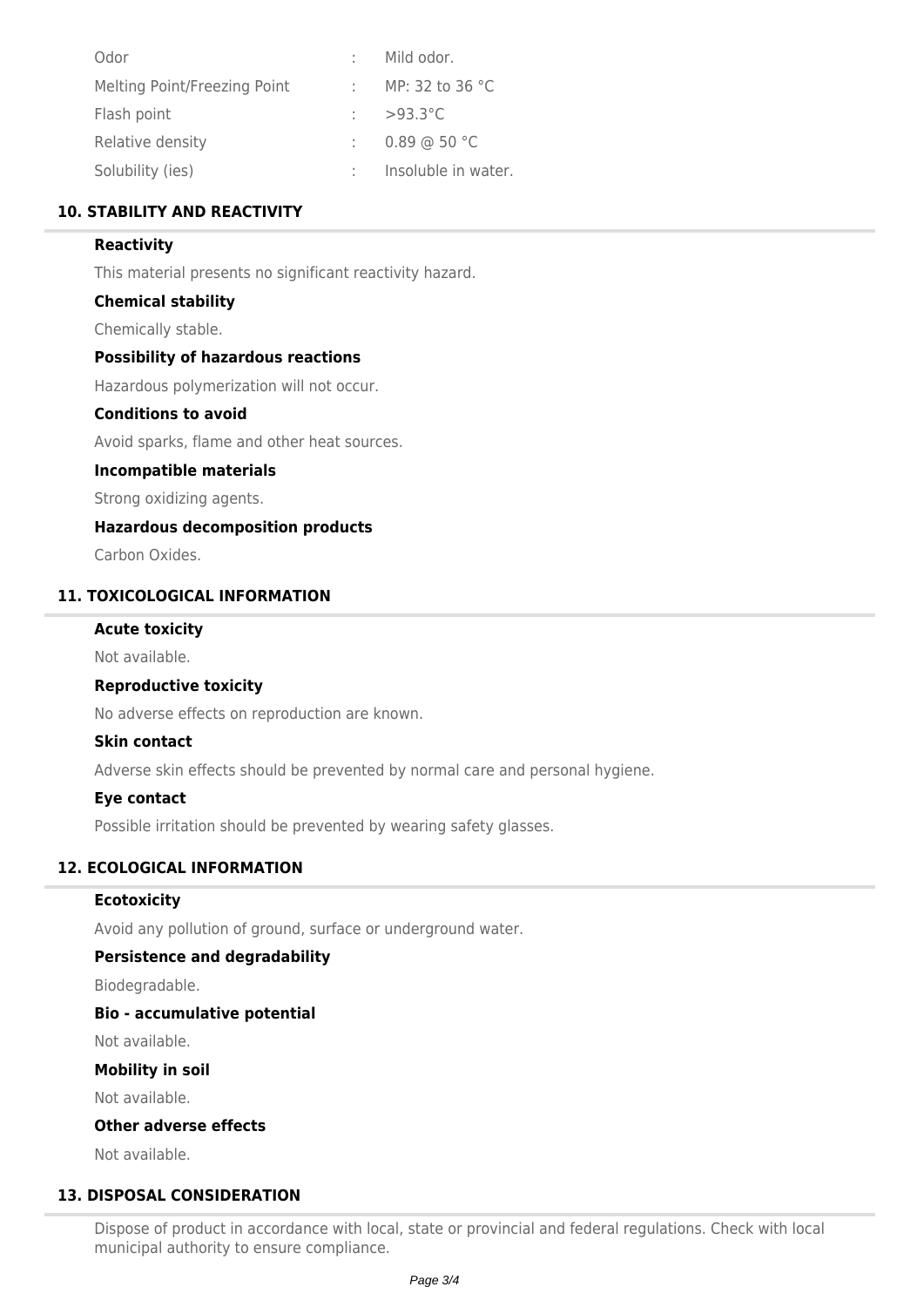| | | |
|---|---|---|
| Odor | : | Mild odor. |
| Melting Point/Freezing Point | : | MP: 32 to 36 °C |
| Flash point | : | >93.3°C |
| Relative density | : | 0.89 @ 50 °C |
| Solubility (ies) | : | Insoluble in water. |

## 10. STABILITY AND REACTIVITY

**Reactivity**

This material presents no significant reactivity hazard.

**Chemical stability**

Chemically stable.

**Possibility of hazardous reactions**

Hazardous polymerization will not occur.

**Conditions to avoid**

Avoid sparks, flame and other heat sources.

**Incompatible materials**

Strong oxidizing agents.

**Hazardous decomposition products**

Carbon Oxides.

## 11. TOXICOLOGICAL INFORMATION

**Acute toxicity**

Not available.

**Reproductive toxicity**

No adverse effects on reproduction are known.

**Skin contact**

Adverse skin effects should be prevented by normal care and personal hygiene.

**Eye contact**

Possible irritation should be prevented by wearing safety glasses.

## 12. ECOLOGICAL INFORMATION

**Ecotoxicity**

Avoid any pollution of ground, surface or underground water.

**Persistence and degradability**

Biodegradable.

**Bio - accumulative potential**

Not available.

**Mobility in soil**

Not available.

**Other adverse effects**

Not available.

## 13. DISPOSAL CONSIDERATION

Dispose of product in accordance with local, state or provincial and federal regulations. Check with local municipal authority to ensure compliance.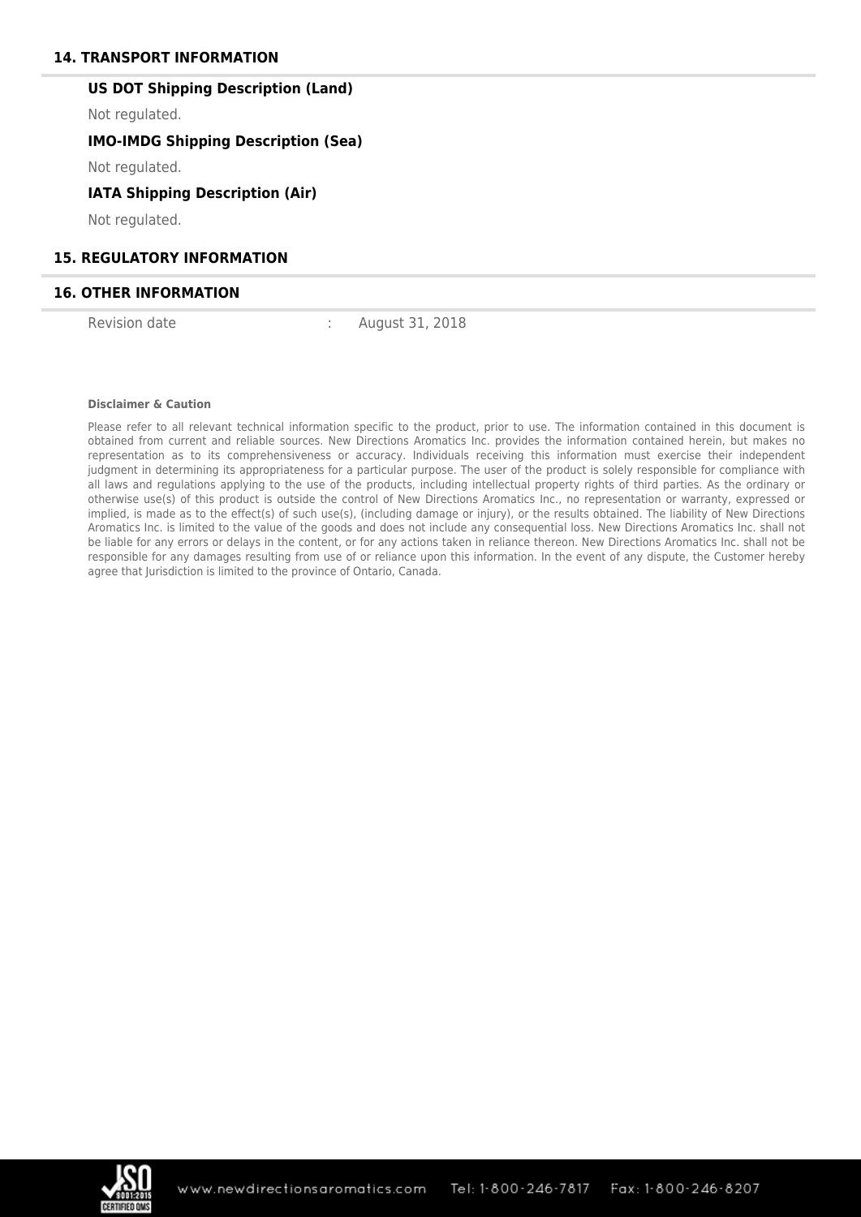## 14. TRANSPORT INFORMATION

### US DOT Shipping Description (Land)

Not regulated.

### IMO-IMDG Shipping Description (Sea)

Not regulated.

### IATA Shipping Description (Air)

Not regulated.

## 15. REGULATORY INFORMATION

## 16. OTHER INFORMATION

| | | |
|---|---|---|
| Revision date | : | August 31, 2018 |

**Disclaimer & Caution**

Please refer to all relevant technical information specific to the product, prior to use. The information contained in this document is obtained from current and reliable sources. New Directions Aromatics Inc. provides the information contained herein, but makes no representation as to its comprehensiveness or accuracy. Individuals receiving this information must exercise their independent judgment in determining its appropriateness for a particular purpose. The user of the product is solely responsible for compliance with all laws and regulations applying to the use of the products, including intellectual property rights of third parties. As the ordinary or otherwise use(s) of this product is outside the control of New Directions Aromatics Inc., no representation or warranty, expressed or implied, is made as to the effect(s) of such use(s), (including damage or injury), or the results obtained. The liability of New Directions Aromatics Inc. is limited to the value of the goods and does not include any consequential loss. New Directions Aromatics Inc. shall not be liable for any errors or delays in the content, or for any actions taken in reliance thereon. New Directions Aromatics Inc. shall not be responsible for any damages resulting from use of or reliance upon this information. In the event of any dispute, the Customer hereby agree that Jurisdiction is limited to the province of Ontario, Canada.